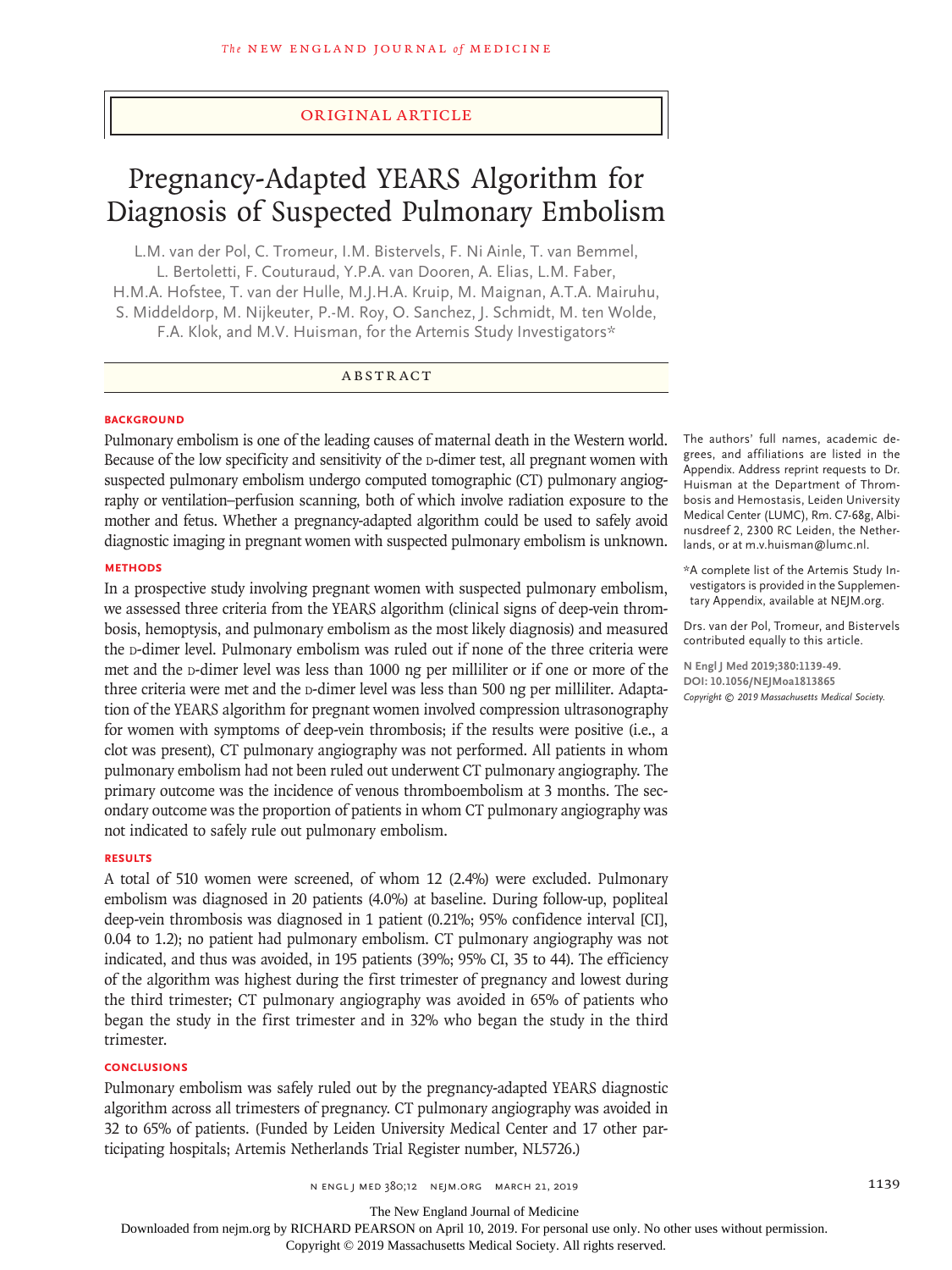Original Article

# Pregnancy-Adapted YEARS Algorithm for Diagnosis of Suspected Pulmonary Embolism

L.M. van der Pol, C. Tromeur, I.M. Bistervels, F. Ni Ainle, T. van Bemmel, L. Bertoletti, F. Couturaud, Y.P.A. van Dooren, A. Elias, L.M. Faber, H.M.A. Hofstee, T. van der Hulle, M.J.H.A. Kruip, M. Maignan, A.T.A. Mairuhu, S. Middeldorp, M. Nijkeuter, P.-M. Roy, O. Sanchez, J. Schmidt, M. ten Wolde, F.A. Klok, and M.V. Huisman, for the Artemis Study Investigators*

## Abstract

### Background

Pulmonary embolism is one of the leading causes of maternal death in the Western world. Because of the low specificity and sensitivity of the D-dimer test, all pregnant women with suspected pulmonary embolism undergo computed tomographic (CT) pulmonary angiography or ventilation–perfusion scanning, both of which involve radiation exposure to the mother and fetus. Whether a pregnancy-adapted algorithm could be used to safely avoid diagnostic imaging in pregnant women with suspected pulmonary embolism is unknown.

### Methods

In a prospective study involving pregnant women with suspected pulmonary embolism, we assessed three criteria from the YEARS algorithm (clinical signs of deep-vein thrombosis, hemoptysis, and pulmonary embolism as the most likely diagnosis) and measured the D-dimer level. Pulmonary embolism was ruled out if none of the three criteria were met and the D-dimer level was less than 1000 ng per milliliter or if one or more of the three criteria were met and the D-dimer level was less than 500 ng per milliliter. Adaptation of the YEARS algorithm for pregnant women involved compression ultrasonography for women with symptoms of deep-vein thrombosis; if the results were positive (i.e., a clot was present), CT pulmonary angiography was not performed. All patients in whom pulmonary embolism had not been ruled out underwent CT pulmonary angiography. The primary outcome was the incidence of venous thromboembolism at 3 months. The secondary outcome was the proportion of patients in whom CT pulmonary angiography was not indicated to safely rule out pulmonary embolism.

### Results

A total of 510 women were screened, of whom 12 (2.4%) were excluded. Pulmonary embolism was diagnosed in 20 patients (4.0%) at baseline. During follow-up, popliteal deep-vein thrombosis was diagnosed in 1 patient (0.21%; 95% confidence interval [CI], 0.04 to 1.2); no patient had pulmonary embolism. CT pulmonary angiography was not indicated, and thus was avoided, in 195 patients (39%; 95% CI, 35 to 44). The efficiency of the algorithm was highest during the first trimester of pregnancy and lowest during the third trimester; CT pulmonary angiography was avoided in 65% of patients who began the study in the first trimester and in 32% who began the study in the third trimester.

### Conclusions

Pulmonary embolism was safely ruled out by the pregnancy-adapted YEARS diagnostic algorithm across all trimesters of pregnancy. CT pulmonary angiography was avoided in 32 to 65% of patients. (Funded by Leiden University Medical Center and 17 other participating hospitals; Artemis Netherlands Trial Register number, NL5726.)

The authors' full names, academic degrees, and affiliations are listed in the Appendix. Address reprint requests to Dr. Huisman at the Department of Thrombosis and Hemostasis, Leiden University Medical Center (LUMC), Rm. C7-68g, Albinusdreef 2, 2300 RC Leiden, the Netherlands, or at m.v.huisman@lumc.nl.

*A complete list of the Artemis Study Investigators is provided in the Supplementary Appendix, available at NEJM.org.

Drs. van der Pol, Tromeur, and Bistervels contributed equally to this article.

**N Engl J Med 2019;380:1139-49.**
**DOI: 10.1056/NEJMoa1813865**
*Copyright © 2019 Massachusetts Medical Society.*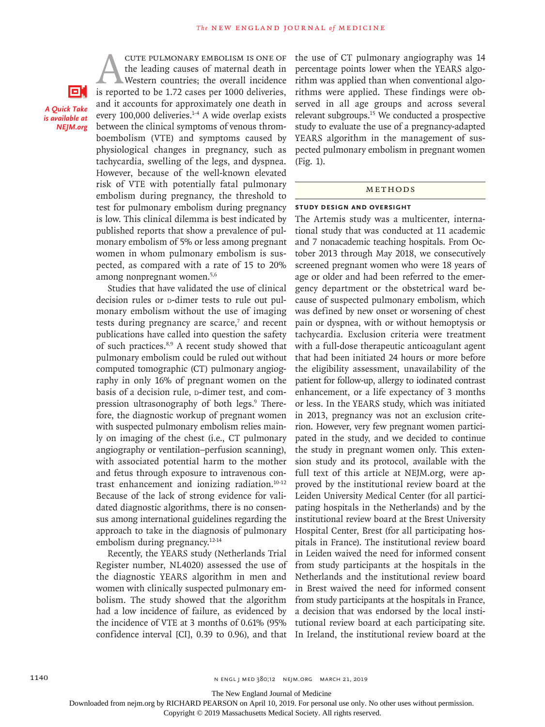Acute pulmonary embolism is one of the leading causes of maternal death in Western countries; the overall incidence is reported to be 1.72 cases per 1000 deliveries, and it accounts for approximately one death in every 100,000 deliveries.[1-4] A wide overlap exists between the clinical symptoms of venous thromboembolism (VTE) and symptoms caused by physiological changes in pregnancy, such as tachycardia, swelling of the legs, and dyspnea. However, because of the well-known elevated risk of VTE with potentially fatal pulmonary embolism during pregnancy, the threshold to test for pulmonary embolism during pregnancy is low. This clinical dilemma is best indicated by published reports that show a prevalence of pulmonary embolism of 5% or less among pregnant women in whom pulmonary embolism is suspected, as compared with a rate of 15 to 20% among nonpregnant women.[5,6]

*A Quick Take is available at NEJM.org*

Studies that have validated the use of clinical decision rules or D-dimer tests to rule out pulmonary embolism without the use of imaging tests during pregnancy are scarce,[7] and recent publications have called into question the safety of such practices.[8,9] A recent study showed that pulmonary embolism could be ruled out without computed tomographic (CT) pulmonary angiography in only 16% of pregnant women on the basis of a decision rule, D-dimer test, and compression ultrasonography of both legs.[9] Therefore, the diagnostic workup of pregnant women with suspected pulmonary embolism relies mainly on imaging of the chest (i.e., CT pulmonary angiography or ventilation–perfusion scanning), with associated potential harm to the mother and fetus through exposure to intravenous contrast enhancement and ionizing radiation.[10-12] Because of the lack of strong evidence for validated diagnostic algorithms, there is no consensus among international guidelines regarding the approach to take in the diagnosis of pulmonary embolism during pregnancy.[12-14]

Recently, the YEARS study (Netherlands Trial Register number, NL4020) assessed the use of the diagnostic YEARS algorithm in men and women with clinically suspected pulmonary embolism. The study showed that the algorithm had a low incidence of failure, as evidenced by the incidence of VTE at 3 months of 0.61% (95% confidence interval [CI], 0.39 to 0.96), and that the use of CT pulmonary angiography was 14 percentage points lower when the YEARS algorithm was applied than when conventional algorithms were applied. These findings were observed in all age groups and across several relevant subgroups.[15] We conducted a prospective study to evaluate the use of a pregnancy-adapted YEARS algorithm in the management of suspected pulmonary embolism in pregnant women (Fig. 1).

## Methods

### Study Design and Oversight

The Artemis study was a multicenter, international study that was conducted at 11 academic and 7 nonacademic teaching hospitals. From October 2013 through May 2018, we consecutively screened pregnant women who were 18 years of age or older and had been referred to the emergency department or the obstetrical ward because of suspected pulmonary embolism, which was defined by new onset or worsening of chest pain or dyspnea, with or without hemoptysis or tachycardia. Exclusion criteria were treatment with a full-dose therapeutic anticoagulant agent that had been initiated 24 hours or more before the eligibility assessment, unavailability of the patient for follow-up, allergy to iodinated contrast enhancement, or a life expectancy of 3 months or less. In the YEARS study, which was initiated in 2013, pregnancy was not an exclusion criterion. However, very few pregnant women participated in the study, and we decided to continue the study in pregnant women only. This extension study and its protocol, available with the full text of this article at NEJM.org, were approved by the institutional review board at the Leiden University Medical Center (for all participating hospitals in the Netherlands) and by the institutional review board at the Brest University Hospital Center, Brest (for all participating hospitals in France). The institutional review board in Leiden waived the need for informed consent from study participants at the hospitals in the Netherlands and the institutional review board in Brest waived the need for informed consent from study participants at the hospitals in France, a decision that was endorsed by the local institutional review board at each participating site. In Ireland, the institutional review board at the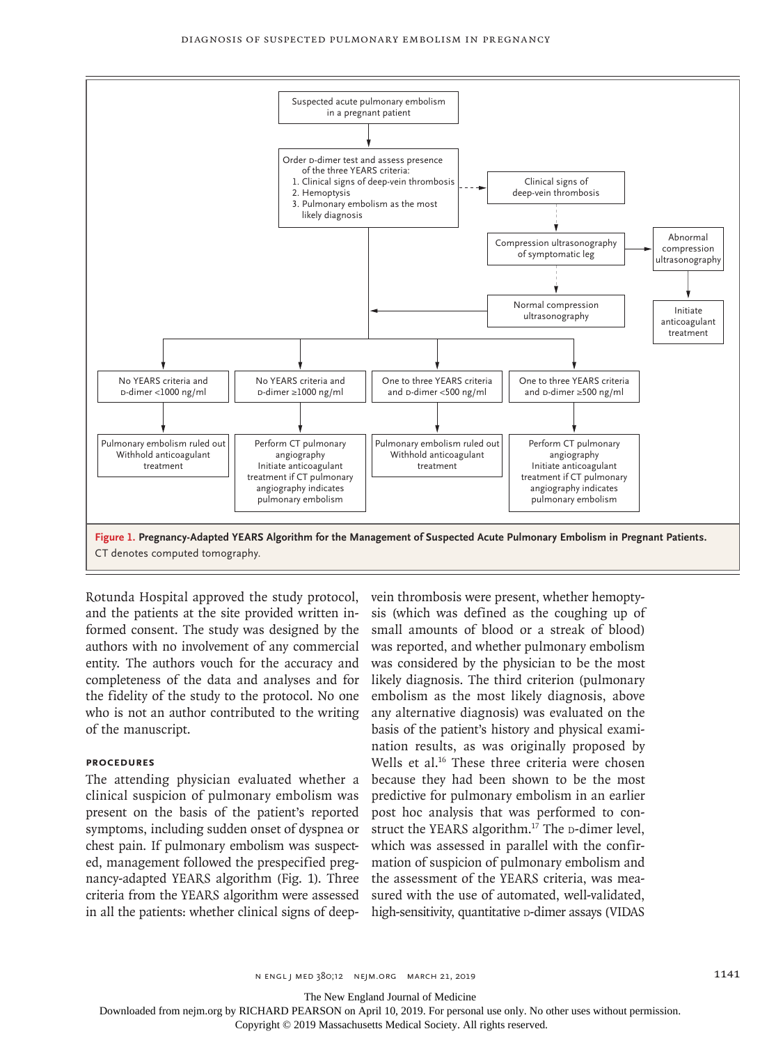Suspected acute pulmonary embolism in a pregnant patient

Order D-dimer test and assess presence of the three YEARS criteria:
1. Clinical signs of deep-vein thrombosis
2. Hemoptysis
3. Pulmonary embolism as the most likely diagnosis

Clinical signs of deep-vein thrombosis → Compression ultrasonography of symptomatic leg

Abnormal compression ultrasonography → Initiate anticoagulant treatment

Normal compression ultrasonography

- No YEARS criteria and D-dimer <1000 ng/ml → Pulmonary embolism ruled out. Withhold anticoagulant treatment
- No YEARS criteria and D-dimer ≥1000 ng/ml → Perform CT pulmonary angiography. Initiate anticoagulant treatment if CT pulmonary angiography indicates pulmonary embolism
- One to three YEARS criteria and D-dimer <500 ng/ml → Pulmonary embolism ruled out. Withhold anticoagulant treatment
- One to three YEARS criteria and D-dimer ≥500 ng/ml → Perform CT pulmonary angiography. Initiate anticoagulant treatment if CT pulmonary angiography indicates pulmonary embolism

**Figure 1. Pregnancy-Adapted YEARS Algorithm for the Management of Suspected Acute Pulmonary Embolism in Pregnant Patients.** CT denotes computed tomography.

Rotunda Hospital approved the study protocol, and the patients at the site provided written informed consent. The study was designed by the authors with no involvement of any commercial entity. The authors vouch for the accuracy and completeness of the data and analyses and for the fidelity of the study to the protocol. No one who is not an author contributed to the writing of the manuscript.

### PROCEDURES

The attending physician evaluated whether a clinical suspicion of pulmonary embolism was present on the basis of the patient's reported symptoms, including sudden onset of dyspnea or chest pain. If pulmonary embolism was suspected, management followed the prespecified pregnancy-adapted YEARS algorithm (Fig. 1). Three criteria from the YEARS algorithm were assessed in all the patients: whether clinical signs of deep-vein thrombosis were present, whether hemoptysis (which was defined as the coughing up of small amounts of blood or a streak of blood) was reported, and whether pulmonary embolism was considered by the physician to be the most likely diagnosis. The third criterion (pulmonary embolism as the most likely diagnosis, above any alternative diagnosis) was evaluated on the basis of the patient's history and physical examination results, as was originally proposed by Wells et al.[16] These three criteria were chosen because they had been shown to be the most predictive for pulmonary embolism in an earlier post hoc analysis that was performed to construct the YEARS algorithm.[17] The D-dimer level, which was assessed in parallel with the confirmation of suspicion of pulmonary embolism and the assessment of the YEARS criteria, was measured with the use of automated, well-validated, high-sensitivity, quantitative D-dimer assays (VIDAS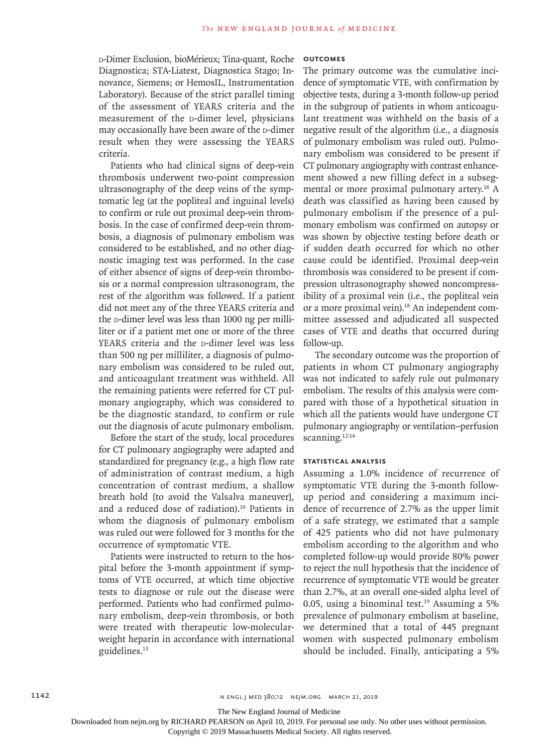D-Dimer Exclusion, bioMérieux; Tina-quant, Roche Diagnostica; STA-Liatest, Diagnostica Stago; Innovance, Siemens; or HemosIL, Instrumentation Laboratory). Because of the strict parallel timing of the assessment of YEARS criteria and the measurement of the D-dimer level, physicians may occasionally have been aware of the D-dimer result when they were assessing the YEARS criteria.

Patients who had clinical signs of deep-vein thrombosis underwent two-point compression ultrasonography of the deep veins of the symptomatic leg (at the popliteal and inguinal levels) to confirm or rule out proximal deep-vein thrombosis. In the case of confirmed deep-vein thrombosis, a diagnosis of pulmonary embolism was considered to be established, and no other diagnostic imaging test was performed. In the case of either absence of signs of deep-vein thrombosis or a normal compression ultrasonogram, the rest of the algorithm was followed. If a patient did not meet any of the three YEARS criteria and the D-dimer level was less than 1000 ng per milliliter or if a patient met one or more of the three YEARS criteria and the D-dimer level was less than 500 ng per milliliter, a diagnosis of pulmonary embolism was considered to be ruled out, and anticoagulant treatment was withheld. All the remaining patients were referred for CT pulmonary angiography, which was considered to be the diagnostic standard, to confirm or rule out the diagnosis of acute pulmonary embolism.

Before the start of the study, local procedures for CT pulmonary angiography were adapted and standardized for pregnancy (e.g., a high flow rate of administration of contrast medium, a high concentration of contrast medium, a shallow breath hold [to avoid the Valsalva maneuver], and a reduced dose of radiation).[10] Patients in whom the diagnosis of pulmonary embolism was ruled out were followed for 3 months for the occurrence of symptomatic VTE.

Patients were instructed to return to the hospital before the 3-month appointment if symptoms of VTE occurred, at which time objective tests to diagnose or rule out the disease were performed. Patients who had confirmed pulmonary embolism, deep-vein thrombosis, or both were treated with therapeutic low-molecular-weight heparin in accordance with international guidelines.[13]

### OUTCOMES

The primary outcome was the cumulative incidence of symptomatic VTE, with confirmation by objective tests, during a 3-month follow-up period in the subgroup of patients in whom anticoagulant treatment was withheld on the basis of a negative result of the algorithm (i.e., a diagnosis of pulmonary embolism was ruled out). Pulmonary embolism was considered to be present if CT pulmonary angiography with contrast enhancement showed a new filling defect in a subsegmental or more proximal pulmonary artery.[18] A death was classified as having been caused by pulmonary embolism if the presence of a pulmonary embolism was confirmed on autopsy or was shown by objective testing before death or if sudden death occurred for which no other cause could be identified. Proximal deep-vein thrombosis was considered to be present if compression ultrasonography showed noncompressibility of a proximal vein (i.e., the popliteal vein or a more proximal vein).[18] An independent committee assessed and adjudicated all suspected cases of VTE and deaths that occurred during follow-up.

The secondary outcome was the proportion of patients in whom CT pulmonary angiography was not indicated to safely rule out pulmonary embolism. The results of this analysis were compared with those of a hypothetical situation in which all the patients would have undergone CT pulmonary angiography or ventilation–perfusion scanning.[12-14]

### STATISTICAL ANALYSIS

Assuming a 1.0% incidence of recurrence of symptomatic VTE during the 3-month follow-up period and considering a maximum incidence of recurrence of 2.7% as the upper limit of a safe strategy, we estimated that a sample of 425 patients who did not have pulmonary embolism according to the algorithm and who completed follow-up would provide 80% power to reject the null hypothesis that the incidence of recurrence of symptomatic VTE would be greater than 2.7%, at an overall one-sided alpha level of 0.05, using a binominal test.[19] Assuming a 5% prevalence of pulmonary embolism at baseline, we determined that a total of 445 pregnant women with suspected pulmonary embolism should be included. Finally, anticipating a 5%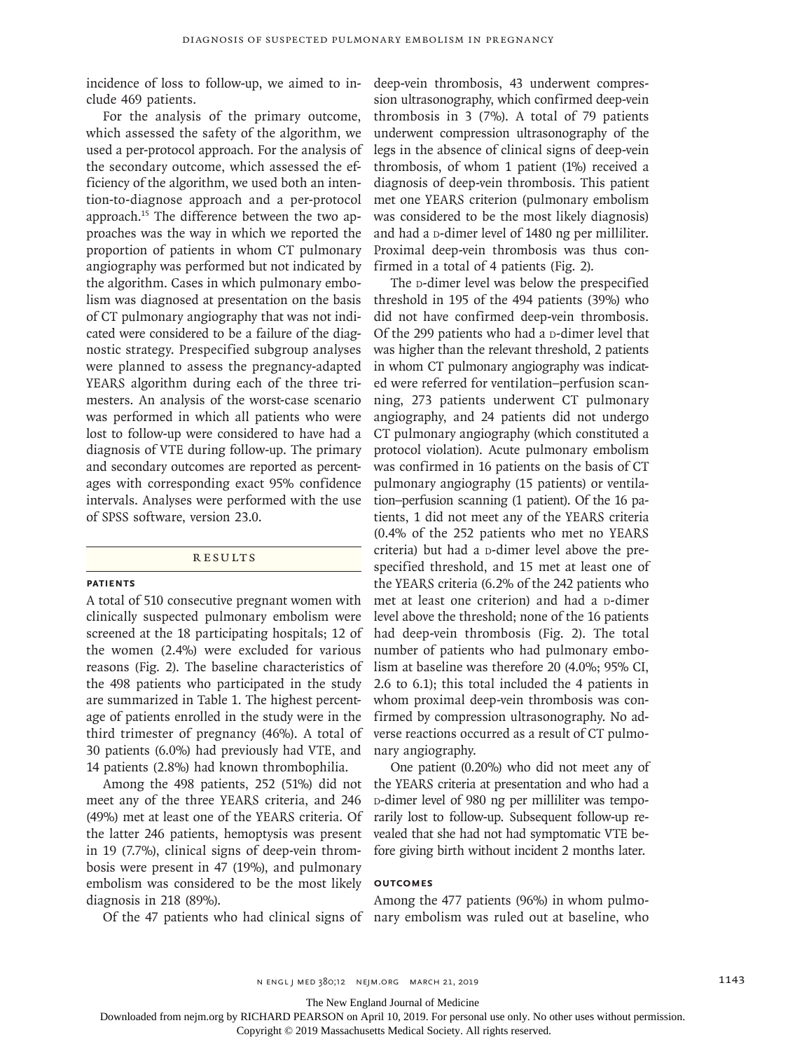incidence of loss to follow-up, we aimed to include 469 patients.

For the analysis of the primary outcome, which assessed the safety of the algorithm, we used a per-protocol approach. For the analysis of the secondary outcome, which assessed the efficiency of the algorithm, we used both an intention-to-diagnose approach and a per-protocol approach.[15] The difference between the two approaches was the way in which we reported the proportion of patients in whom CT pulmonary angiography was performed but not indicated by the algorithm. Cases in which pulmonary embolism was diagnosed at presentation on the basis of CT pulmonary angiography that was not indicated were considered to be a failure of the diagnostic strategy. Prespecified subgroup analyses were planned to assess the pregnancy-adapted YEARS algorithm during each of the three trimesters. An analysis of the worst-case scenario was performed in which all patients who were lost to follow-up were considered to have had a diagnosis of VTE during follow-up. The primary and secondary outcomes are reported as percentages with corresponding exact 95% confidence intervals. Analyses were performed with the use of SPSS software, version 23.0.

## RESULTS

### PATIENTS

A total of 510 consecutive pregnant women with clinically suspected pulmonary embolism were screened at the 18 participating hospitals; 12 of the women (2.4%) were excluded for various reasons (Fig. 2). The baseline characteristics of the 498 patients who participated in the study are summarized in Table 1. The highest percentage of patients enrolled in the study were in the third trimester of pregnancy (46%). A total of 30 patients (6.0%) had previously had VTE, and 14 patients (2.8%) had known thrombophilia.

Among the 498 patients, 252 (51%) did not meet any of the three YEARS criteria, and 246 (49%) met at least one of the YEARS criteria. Of the latter 246 patients, hemoptysis was present in 19 (7.7%), clinical signs of deep-vein thrombosis were present in 47 (19%), and pulmonary embolism was considered to be the most likely diagnosis in 218 (89%).

Of the 47 patients who had clinical signs of deep-vein thrombosis, 43 underwent compression ultrasonography, which confirmed deep-vein thrombosis in 3 (7%). A total of 79 patients underwent compression ultrasonography of the legs in the absence of clinical signs of deep-vein thrombosis, of whom 1 patient (1%) received a diagnosis of deep-vein thrombosis. This patient met one YEARS criterion (pulmonary embolism was considered to be the most likely diagnosis) and had a D-dimer level of 1480 ng per milliliter. Proximal deep-vein thrombosis was thus confirmed in a total of 4 patients (Fig. 2).

The D-dimer level was below the prespecified threshold in 195 of the 494 patients (39%) who did not have confirmed deep-vein thrombosis. Of the 299 patients who had a D-dimer level that was higher than the relevant threshold, 2 patients in whom CT pulmonary angiography was indicated were referred for ventilation–perfusion scanning, 273 patients underwent CT pulmonary angiography, and 24 patients did not undergo CT pulmonary angiography (which constituted a protocol violation). Acute pulmonary embolism was confirmed in 16 patients on the basis of CT pulmonary angiography (15 patients) or ventilation–perfusion scanning (1 patient). Of the 16 patients, 1 did not meet any of the YEARS criteria (0.4% of the 252 patients who met no YEARS criteria) but had a D-dimer level above the prespecified threshold, and 15 met at least one of the YEARS criteria (6.2% of the 242 patients who met at least one criterion) and had a D-dimer level above the threshold; none of the 16 patients had deep-vein thrombosis (Fig. 2). The total number of patients who had pulmonary embolism at baseline was therefore 20 (4.0%; 95% CI, 2.6 to 6.1); this total included the 4 patients in whom proximal deep-vein thrombosis was confirmed by compression ultrasonography. No adverse reactions occurred as a result of CT pulmonary angiography.

One patient (0.20%) who did not meet any of the YEARS criteria at presentation and who had a D-dimer level of 980 ng per milliliter was temporarily lost to follow-up. Subsequent follow-up revealed that she had not had symptomatic VTE before giving birth without incident 2 months later.

### OUTCOMES

Among the 477 patients (96%) in whom pulmonary embolism was ruled out at baseline, who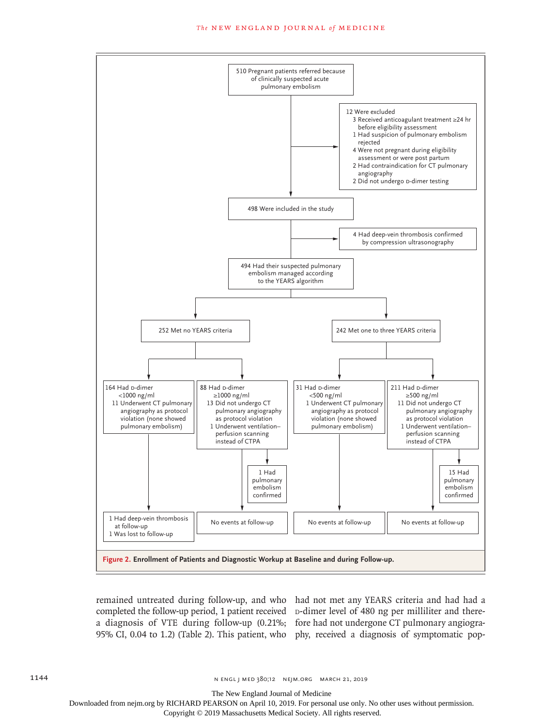510 Pregnant patients referred because of clinically suspected acute pulmonary embolism

12 Were excluded
- 3 Received anticoagulant treatment ≥24 hr before eligibility assessment
- 1 Had suspicion of pulmonary embolism rejected
- 4 Were not pregnant during eligibility assessment or were post partum
- 2 Had contraindication for CT pulmonary angiography
- 2 Did not undergo D-dimer testing

498 Were included in the study

4 Had deep-vein thrombosis confirmed by compression ultrasonography

494 Had their suspected pulmonary embolism managed according to the YEARS algorithm

252 Met no YEARS criteria

- 164 Had D-dimer <1000 ng/ml
  - 11 Underwent CT pulmonary angiography as protocol violation (none showed pulmonary embolism)
  - 1 Had deep-vein thrombosis at follow-up
  - 1 Was lost to follow-up
- 88 Had D-dimer ≥1000 ng/ml
  - 13 Did not undergo CT pulmonary angiography as protocol violation
  - 1 Underwent ventilation–perfusion scanning instead of CTPA
  - 1 Had pulmonary embolism confirmed
  - No events at follow-up

242 Met one to three YEARS criteria

- 31 Had D-dimer <500 ng/ml
  - 1 Underwent CT pulmonary angiography as protocol violation (none showed pulmonary embolism)
  - No events at follow-up
- 211 Had D-dimer ≥500 ng/ml
  - 11 Did not undergo CT pulmonary angiography as protocol violation
  - 1 Underwent ventilation–perfusion scanning instead of CTPA
  - 15 Had pulmonary embolism confirmed
  - No events at follow-up

**Figure 2. Enrollment of Patients and Diagnostic Workup at Baseline and during Follow-up.**

remained untreated during follow-up, and who completed the follow-up period, 1 patient received a diagnosis of VTE during follow-up (0.21%; 95% CI, 0.04 to 1.2) (Table 2). This patient, who had not met any YEARS criteria and had had a D-dimer level of 480 ng per milliliter and therefore had not undergone CT pulmonary angiography, received a diagnosis of symptomatic pop-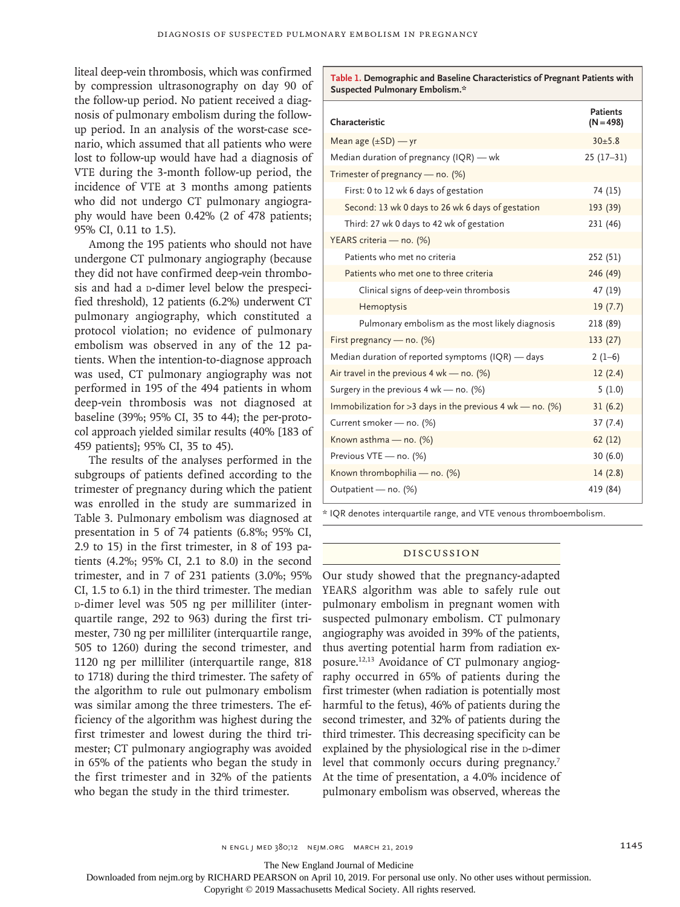liteal deep-vein thrombosis, which was confirmed by compression ultrasonography on day 90 of the follow-up period. No patient received a diagnosis of pulmonary embolism during the follow-up period. In an analysis of the worst-case scenario, which assumed that all patients who were lost to follow-up would have had a diagnosis of VTE during the 3-month follow-up period, the incidence of VTE at 3 months among patients who did not undergo CT pulmonary angiography would have been 0.42% (2 of 478 patients; 95% CI, 0.11 to 1.5).

Among the 195 patients who should not have undergone CT pulmonary angiography (because they did not have confirmed deep-vein thrombosis and had a D-dimer level below the prespecified threshold), 12 patients (6.2%) underwent CT pulmonary angiography, which constituted a protocol violation; no evidence of pulmonary embolism was observed in any of the 12 patients. When the intention-to-diagnose approach was used, CT pulmonary angiography was not performed in 195 of the 494 patients in whom deep-vein thrombosis was not diagnosed at baseline (39%; 95% CI, 35 to 44); the per-protocol approach yielded similar results (40% [183 of 459 patients]; 95% CI, 35 to 45).

The results of the analyses performed in the subgroups of patients defined according to the trimester of pregnancy during which the patient was enrolled in the study are summarized in Table 3. Pulmonary embolism was diagnosed at presentation in 5 of 74 patients (6.8%; 95% CI, 2.9 to 15) in the first trimester, in 8 of 193 patients (4.2%; 95% CI, 2.1 to 8.0) in the second trimester, and in 7 of 231 patients (3.0%; 95% CI, 1.5 to 6.1) in the third trimester. The median D-dimer level was 505 ng per milliliter (interquartile range, 292 to 963) during the first trimester, 730 ng per milliliter (interquartile range, 505 to 1260) during the second trimester, and 1120 ng per milliliter (interquartile range, 818 to 1718) during the third trimester. The safety of the algorithm to rule out pulmonary embolism was similar among the three trimesters. The efficiency of the algorithm was highest during the first trimester and lowest during the third trimester; CT pulmonary angiography was avoided in 65% of the patients who began the study in the first trimester and in 32% of the patients who began the study in the third trimester.

**Table 1. Demographic and Baseline Characteristics of Pregnant Patients with Suspected Pulmonary Embolism.***

| Characteristic | Patients (N=498) |
|---|---|
| Mean age (±SD) — yr | 30±5.8 |
| Median duration of pregnancy (IQR) — wk | 25 (17–31) |
| Trimester of pregnancy — no. (%) | |
| First: 0 to 12 wk 6 days of gestation | 74 (15) |
| Second: 13 wk 0 days to 26 wk 6 days of gestation | 193 (39) |
| Third: 27 wk 0 days to 42 wk of gestation | 231 (46) |
| YEARS criteria — no. (%) | |
| Patients who met no criteria | 252 (51) |
| Patients who met one to three criteria | 246 (49) |
| Clinical signs of deep-vein thrombosis | 47 (19) |
| Hemoptysis | 19 (7.7) |
| Pulmonary embolism as the most likely diagnosis | 218 (89) |
| First pregnancy — no. (%) | 133 (27) |
| Median duration of reported symptoms (IQR) — days | 2 (1–6) |
| Air travel in the previous 4 wk — no. (%) | 12 (2.4) |
| Surgery in the previous 4 wk — no. (%) | 5 (1.0) |
| Immobilization for >3 days in the previous 4 wk — no. (%) | 31 (6.2) |
| Current smoker — no. (%) | 37 (7.4) |
| Known asthma — no. (%) | 62 (12) |
| Previous VTE — no. (%) | 30 (6.0) |
| Known thrombophilia — no. (%) | 14 (2.8) |
| Outpatient — no. (%) | 419 (84) |

\* IQR denotes interquartile range, and VTE venous thromboembolism.

## Discussion

Our study showed that the pregnancy-adapted YEARS algorithm was able to safely rule out pulmonary embolism in pregnant women with suspected pulmonary embolism. CT pulmonary angiography was avoided in 39% of the patients, thus averting potential harm from radiation exposure.[12,13] Avoidance of CT pulmonary angiography occurred in 65% of patients during the first trimester (when radiation is potentially most harmful to the fetus), 46% of patients during the second trimester, and 32% of patients during the third trimester. This decreasing specificity can be explained by the physiological rise in the D-dimer level that commonly occurs during pregnancy.[7] At the time of presentation, a 4.0% incidence of pulmonary embolism was observed, whereas the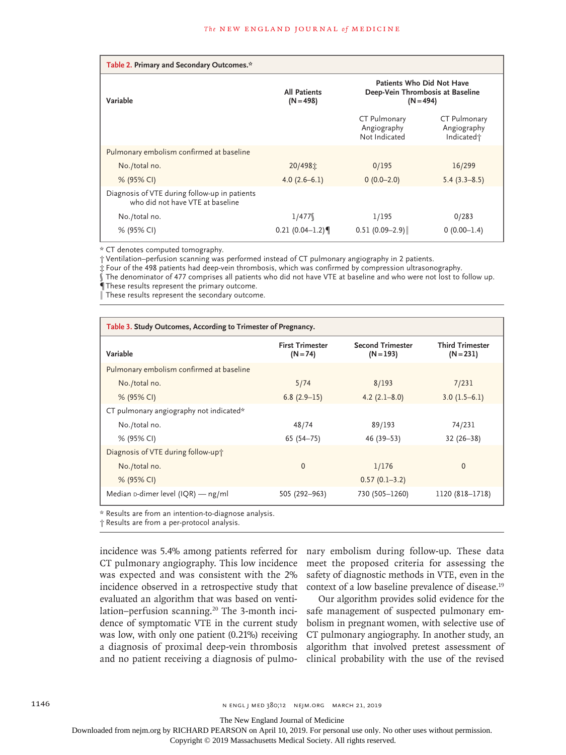**Table 2. Primary and Secondary Outcomes.***

| Variable | All Patients (N=498) | Patients Who Did Not Have Deep-Vein Thrombosis at Baseline (N=494) | |
|---|---|---|---|
| | | CT Pulmonary Angiography Not Indicated | CT Pulmonary Angiography Indicated† |
| Pulmonary embolism confirmed at baseline | | | |
| No./total no. | 20/498‡ | 0/195 | 16/299 |
| % (95% CI) | 4.0 (2.6–6.1) | 0 (0.0–2.0) | 5.4 (3.3–8.5) |
| Diagnosis of VTE during follow-up in patients who did not have VTE at baseline | | | |
| No./total no. | 1/477§ | 1/195 | 0/283 |
| % (95% CI) | 0.21 (0.04–1.2)¶ | 0.51 (0.09–2.9)‖ | 0 (0.00–1.4) |

\* CT denotes computed tomography.
† Ventilation–perfusion scanning was performed instead of CT pulmonary angiography in 2 patients.
‡ Four of the 498 patients had deep-vein thrombosis, which was confirmed by compression ultrasonography.
§ The denominator of 477 comprises all patients who did not have VTE at baseline and who were not lost to follow up.
¶ These results represent the primary outcome.
‖ These results represent the secondary outcome.

**Table 3. Study Outcomes, According to Trimester of Pregnancy.**

| Variable | First Trimester (N=74) | Second Trimester (N=193) | Third Trimester (N=231) |
|---|---|---|---|
| Pulmonary embolism confirmed at baseline | | | |
| No./total no. | 5/74 | 8/193 | 7/231 |
| % (95% CI) | 6.8 (2.9–15) | 4.2 (2.1–8.0) | 3.0 (1.5–6.1) |
| CT pulmonary angiography not indicated* | | | |
| No./total no. | 48/74 | 89/193 | 74/231 |
| % (95% CI) | 65 (54–75) | 46 (39–53) | 32 (26–38) |
| Diagnosis of VTE during follow-up† | | | |
| No./total no. | 0 | 1/176 | 0 |
| % (95% CI) | | 0.57 (0.1–3.2) | |
| Median D-dimer level (IQR) — ng/ml | 505 (292–963) | 730 (505–1260) | 1120 (818–1718) |

\* Results are from an intention-to-diagnose analysis.
† Results are from a per-protocol analysis.

incidence was 5.4% among patients referred for CT pulmonary angiography. This low incidence was expected and was consistent with the 2% incidence observed in a retrospective study that evaluated an algorithm that was based on ventilation–perfusion scanning.[20] The 3-month incidence of symptomatic VTE in the current study was low, with only one patient (0.21%) receiving a diagnosis of proximal deep-vein thrombosis and no patient receiving a diagnosis of pulmonary embolism during follow-up. These data meet the proposed criteria for assessing the safety of diagnostic methods in VTE, even in the context of a low baseline prevalence of disease.[19]

Our algorithm provides solid evidence for the safe management of suspected pulmonary embolism in pregnant women, with selective use of CT pulmonary angiography. In another study, an algorithm that involved pretest assessment of clinical probability with the use of the revised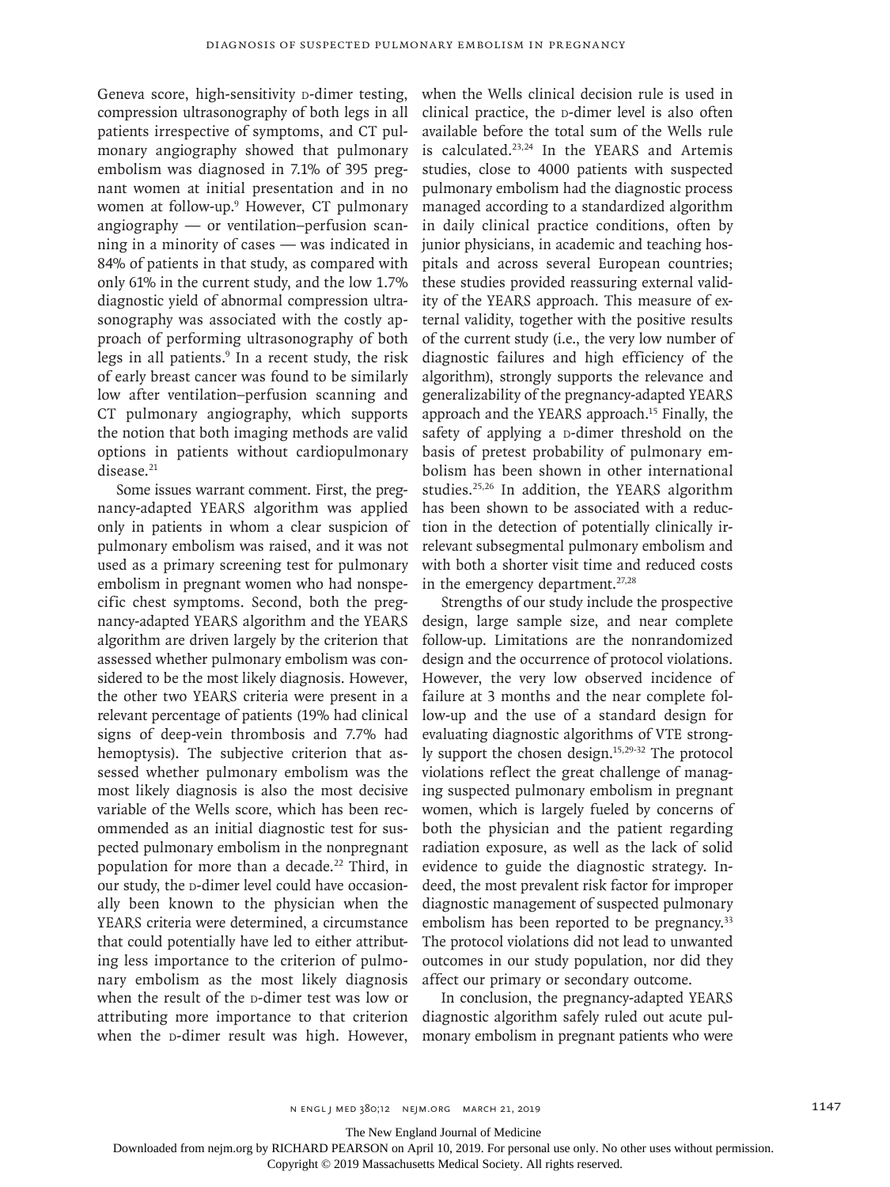Geneva score, high-sensitivity D-dimer testing, compression ultrasonography of both legs in all patients irrespective of symptoms, and CT pulmonary angiography showed that pulmonary embolism was diagnosed in 7.1% of 395 pregnant women at initial presentation and in no women at follow-up.[9] However, CT pulmonary angiography — or ventilation–perfusion scanning in a minority of cases — was indicated in 84% of patients in that study, as compared with only 61% in the current study, and the low 1.7% diagnostic yield of abnormal compression ultrasonography was associated with the costly approach of performing ultrasonography of both legs in all patients.[9] In a recent study, the risk of early breast cancer was found to be similarly low after ventilation–perfusion scanning and CT pulmonary angiography, which supports the notion that both imaging methods are valid options in patients without cardiopulmonary disease.[21]

Some issues warrant comment. First, the pregnancy-adapted YEARS algorithm was applied only in patients in whom a clear suspicion of pulmonary embolism was raised, and it was not used as a primary screening test for pulmonary embolism in pregnant women who had nonspecific chest symptoms. Second, both the pregnancy-adapted YEARS algorithm and the YEARS algorithm are driven largely by the criterion that assessed whether pulmonary embolism was considered to be the most likely diagnosis. However, the other two YEARS criteria were present in a relevant percentage of patients (19% had clinical signs of deep-vein thrombosis and 7.7% had hemoptysis). The subjective criterion that assessed whether pulmonary embolism was the most likely diagnosis is also the most decisive variable of the Wells score, which has been recommended as an initial diagnostic test for suspected pulmonary embolism in the nonpregnant population for more than a decade.[22] Third, in our study, the D-dimer level could have occasionally been known to the physician when the YEARS criteria were determined, a circumstance that could potentially have led to either attributing less importance to the criterion of pulmonary embolism as the most likely diagnosis when the result of the D-dimer test was low or attributing more importance to that criterion when the D-dimer result was high. However, when the Wells clinical decision rule is used in clinical practice, the D-dimer level is also often available before the total sum of the Wells rule is calculated.[23,24] In the YEARS and Artemis studies, close to 4000 patients with suspected pulmonary embolism had the diagnostic process managed according to a standardized algorithm in daily clinical practice conditions, often by junior physicians, in academic and teaching hospitals and across several European countries; these studies provided reassuring external validity of the YEARS approach. This measure of external validity, together with the positive results of the current study (i.e., the very low number of diagnostic failures and high efficiency of the algorithm), strongly supports the relevance and generalizability of the pregnancy-adapted YEARS approach and the YEARS approach.[15] Finally, the safety of applying a D-dimer threshold on the basis of pretest probability of pulmonary embolism has been shown in other international studies.[25,26] In addition, the YEARS algorithm has been shown to be associated with a reduction in the detection of potentially clinically irrelevant subsegmental pulmonary embolism and with both a shorter visit time and reduced costs in the emergency department.[27,28]

Strengths of our study include the prospective design, large sample size, and near complete follow-up. Limitations are the nonrandomized design and the occurrence of protocol violations. However, the very low observed incidence of failure at 3 months and the near complete follow-up and the use of a standard design for evaluating diagnostic algorithms of VTE strongly support the chosen design.[15,29-32] The protocol violations reflect the great challenge of managing suspected pulmonary embolism in pregnant women, which is largely fueled by concerns of both the physician and the patient regarding radiation exposure, as well as the lack of solid evidence to guide the diagnostic strategy. Indeed, the most prevalent risk factor for improper diagnostic management of suspected pulmonary embolism has been reported to be pregnancy.[33] The protocol violations did not lead to unwanted outcomes in our study population, nor did they affect our primary or secondary outcome.

In conclusion, the pregnancy-adapted YEARS diagnostic algorithm safely ruled out acute pulmonary embolism in pregnant patients who were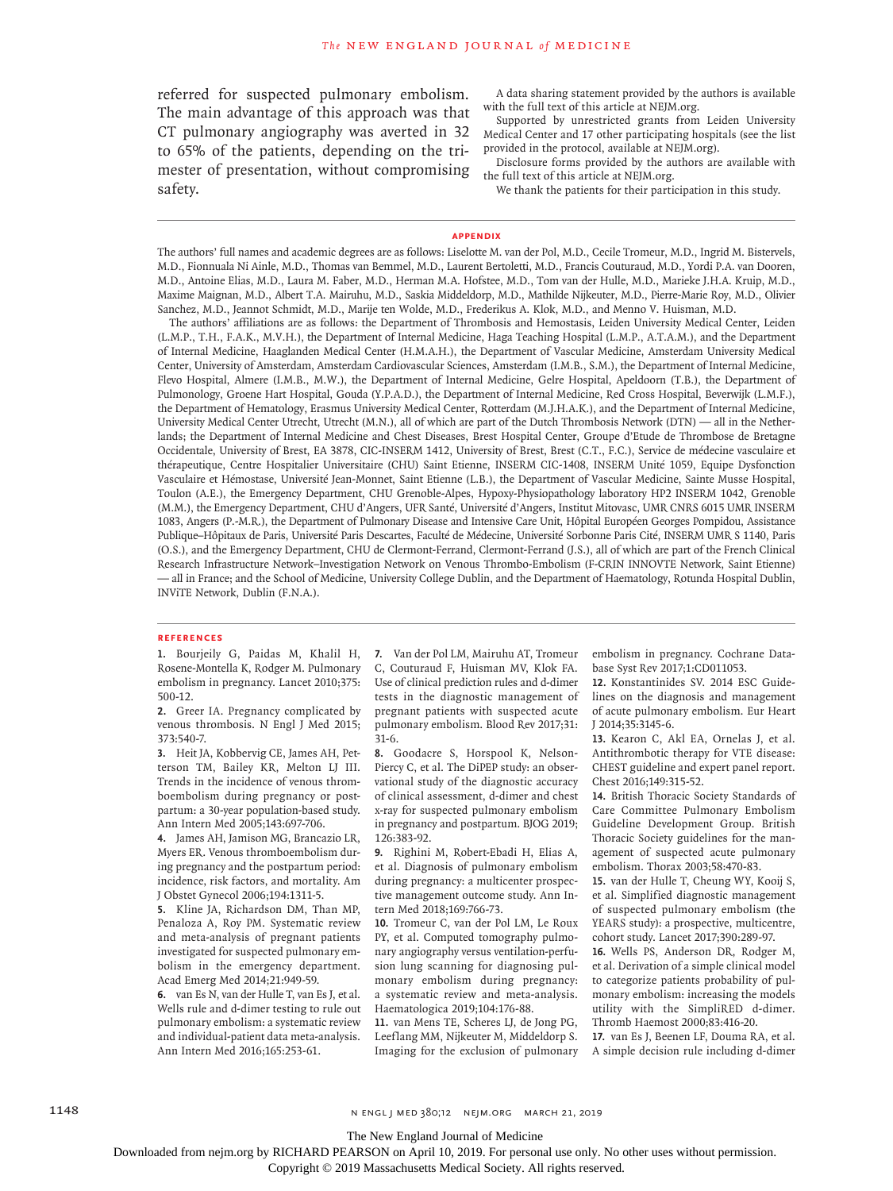referred for suspected pulmonary embolism. The main advantage of this approach was that CT pulmonary angiography was averted in 32 to 65% of the patients, depending on the trimester of presentation, without compromising safety.

A data sharing statement provided by the authors is available with the full text of this article at NEJM.org.

Supported by unrestricted grants from Leiden University Medical Center and 17 other participating hospitals (see the list provided in the protocol, available at NEJM.org).

Disclosure forms provided by the authors are available with the full text of this article at NEJM.org.

We thank the patients for their participation in this study.

## Appendix

The authors' full names and academic degrees are as follows: Liselotte M. van der Pol, M.D., Cecile Tromeur, M.D., Ingrid M. Bistervels, M.D., Fionnuala Ni Ainle, M.D., Thomas van Bemmel, M.D., Laurent Bertoletti, M.D., Francis Couturaud, M.D., Yordi P.A. van Dooren, M.D., Antoine Elias, M.D., Laura M. Faber, M.D., Herman M.A. Hofstee, M.D., Tom van der Hulle, M.D., Marieke J.H.A. Kruip, M.D., Maxime Maignan, M.D., Albert T.A. Mairuhu, M.D., Saskia Middeldorp, M.D., Mathilde Nijkeuter, M.D., Pierre-Marie Roy, M.D., Olivier Sanchez, M.D., Jeannot Schmidt, M.D., Marije ten Wolde, M.D., Frederikus A. Klok, M.D., and Menno V. Huisman, M.D.

The authors' affiliations are as follows: the Department of Thrombosis and Hemostasis, Leiden University Medical Center, Leiden (L.M.P., T.H., F.A.K., M.V.H.), the Department of Internal Medicine, Haga Teaching Hospital (L.M.P., A.T.A.M.), and the Department of Internal Medicine, Haaglanden Medical Center (H.M.A.H.), the Department of Vascular Medicine, Amsterdam University Medical Center, University of Amsterdam, Amsterdam Cardiovascular Sciences, Amsterdam (I.M.B., S.M.), the Department of Internal Medicine, Flevo Hospital, Almere (I.M.B., M.W.), the Department of Internal Medicine, Gelre Hospital, Apeldoorn (T.B.), the Department of Pulmonology, Groene Hart Hospital, Gouda (Y.P.A.D.), the Department of Internal Medicine, Red Cross Hospital, Beverwijk (L.M.F.), the Department of Hematology, Erasmus University Medical Center, Rotterdam (M.J.H.A.K.), and the Department of Internal Medicine, University Medical Center Utrecht, Utrecht (M.N.), all of which are part of the Dutch Thrombosis Network (DTN) — all in the Netherlands; the Department of Internal Medicine and Chest Diseases, Brest Hospital Center, Groupe d'Etude de Thrombose de Bretagne Occidentale, University of Brest, EA 3878, CIC-INSERM 1412, University of Brest, Brest (C.T., F.C.), Service de médecine vasculaire et thérapeutique, Centre Hospitalier Universitaire (CHU) Saint Etienne, INSERM CIC-1408, INSERM Unité 1059, Equipe Dysfonction Vasculaire et Hémostase, Université Jean-Monnet, Saint Etienne (L.B.), the Department of Vascular Medicine, Sainte Musse Hospital, Toulon (A.E.), the Emergency Department, CHU Grenoble-Alpes, Hypoxy-Physiopathology laboratory HP2 INSERM 1042, Grenoble (M.M.), the Emergency Department, CHU d'Angers, UFR Santé, Université d'Angers, Institut Mitovasc, UMR CNRS 6015 UMR INSERM 1083, Angers (P.-M.R.), the Department of Pulmonary Disease and Intensive Care Unit, Hôpital Européen Georges Pompidou, Assistance Publique–Hôpitaux de Paris, Université Paris Descartes, Faculté de Médecine, Université Sorbonne Paris Cité, INSERM UMR S 1140, Paris (O.S.), and the Emergency Department, CHU de Clermont-Ferrand, Clermont-Ferrand (J.S.), all of which are part of the French Clinical Research Infrastructure Network–Investigation Network on Venous Thrombo-Embolism (F-CRIN INNOVTE Network, Saint Etienne) — all in France; and the School of Medicine, University College Dublin, and the Department of Haematology, Rotunda Hospital Dublin, INViTE Network, Dublin (F.N.A.).

## References

1. Bourjeily G, Paidas M, Khalil H, Rosene-Montella K, Rodger M. Pulmonary embolism in pregnancy. Lancet 2010;375:500-12.
2. Greer IA. Pregnancy complicated by venous thrombosis. N Engl J Med 2015;373:540-7.
3. Heit JA, Kobbervig CE, James AH, Petterson TM, Bailey KR, Melton LJ III. Trends in the incidence of venous thromboembolism during pregnancy or postpartum: a 30-year population-based study. Ann Intern Med 2005;143:697-706.
4. James AH, Jamison MG, Brancazio LR, Myers ER. Venous thromboembolism during pregnancy and the postpartum period: incidence, risk factors, and mortality. Am J Obstet Gynecol 2006;194:1311-5.
5. Kline JA, Richardson DM, Than MP, Penaloza A, Roy PM. Systematic review and meta-analysis of pregnant patients investigated for suspected pulmonary embolism in the emergency department. Acad Emerg Med 2014;21:949-59.
6. van Es N, van der Hulle T, van Es J, et al. Wells rule and d-dimer testing to rule out pulmonary embolism: a systematic review and individual-patient data meta-analysis. Ann Intern Med 2016;165:253-61.
7. Van der Pol LM, Mairuhu AT, Tromeur C, Couturaud F, Huisman MV, Klok FA. Use of clinical prediction rules and d-dimer tests in the diagnostic management of pregnant patients with suspected acute pulmonary embolism. Blood Rev 2017;31:31-6.
8. Goodacre S, Horspool K, Nelson-Piercy C, et al. The DiPEP study: an observational study of the diagnostic accuracy of clinical assessment, d-dimer and chest x-ray for suspected pulmonary embolism in pregnancy and postpartum. BJOG 2019;126:383-92.
9. Righini M, Robert-Ebadi H, Elias A, et al. Diagnosis of pulmonary embolism during pregnancy: a multicenter prospective management outcome study. Ann Intern Med 2018;169:766-73.
10. Tromeur C, van der Pol LM, Le Roux PY, et al. Computed tomography pulmonary angiography versus ventilation-perfusion lung scanning for diagnosing pulmonary embolism during pregnancy: a systematic review and meta-analysis. Haematologica 2019;104:176-88.
11. van Mens TE, Scheres LJ, de Jong PG, Leeflang MM, Nijkeuter M, Middeldorp S. Imaging for the exclusion of pulmonary embolism in pregnancy. Cochrane Database Syst Rev 2017;1:CD011053.
12. Konstantinides SV. 2014 ESC Guidelines on the diagnosis and management of acute pulmonary embolism. Eur Heart J 2014;35:3145-6.
13. Kearon C, Akl EA, Ornelas J, et al. Antithrombotic therapy for VTE disease: CHEST guideline and expert panel report. Chest 2016;149:315-52.
14. British Thoracic Society Standards of Care Committee Pulmonary Embolism Guideline Development Group. British Thoracic Society guidelines for the management of suspected acute pulmonary embolism. Thorax 2003;58:470-83.
15. van der Hulle T, Cheung WY, Kooij S, et al. Simplified diagnostic management of suspected pulmonary embolism (the YEARS study): a prospective, multicentre, cohort study. Lancet 2017;390:289-97.
16. Wells PS, Anderson DR, Rodger M, et al. Derivation of a simple clinical model to categorize patients probability of pulmonary embolism: increasing the models utility with the SimpliRED d-dimer. Thromb Haemost 2000;83:416-20.
17. van Es J, Beenen LF, Douma RA, et al. A simple decision rule including d-dimer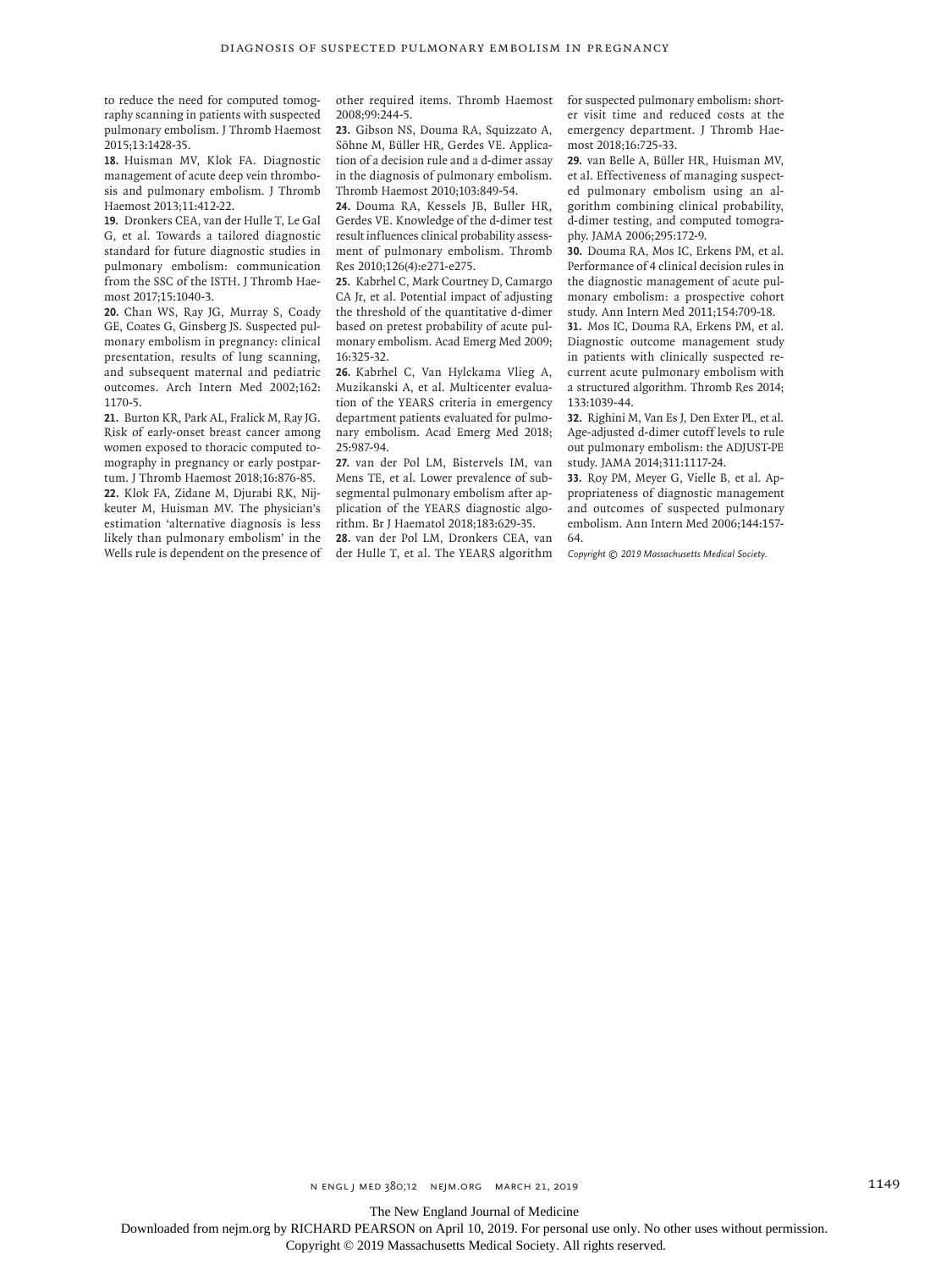to reduce the need for computed tomography scanning in patients with suspected pulmonary embolism. J Thromb Haemost 2015;13:1428-35.

**18.** Huisman MV, Klok FA. Diagnostic management of acute deep vein thrombosis and pulmonary embolism. J Thromb Haemost 2013;11:412-22.

**19.** Dronkers CEA, van der Hulle T, Le Gal G, et al. Towards a tailored diagnostic standard for future diagnostic studies in pulmonary embolism: communication from the SSC of the ISTH. J Thromb Haemost 2017;15:1040-3.

**20.** Chan WS, Ray JG, Murray S, Coady GE, Coates G, Ginsberg JS. Suspected pulmonary embolism in pregnancy: clinical presentation, results of lung scanning, and subsequent maternal and pediatric outcomes. Arch Intern Med 2002;162:1170-5.

**21.** Burton KR, Park AL, Fralick M, Ray JG. Risk of early-onset breast cancer among women exposed to thoracic computed tomography in pregnancy or early postpartum. J Thromb Haemost 2018;16:876-85.

**22.** Klok FA, Zidane M, Djurabi RK, Nijkeuter M, Huisman MV. The physician's estimation 'alternative diagnosis is less likely than pulmonary embolism' in the Wells rule is dependent on the presence of other required items. Thromb Haemost 2008;99:244-5.

**23.** Gibson NS, Douma RA, Squizzato A, Söhne M, Büller HR, Gerdes VE. Application of a decision rule and a d-dimer assay in the diagnosis of pulmonary embolism. Thromb Haemost 2010;103:849-54.

**24.** Douma RA, Kessels JB, Buller HR, Gerdes VE. Knowledge of the d-dimer test result influences clinical probability assessment of pulmonary embolism. Thromb Res 2010;126(4):e271-e275.

**25.** Kabrhel C, Mark Courtney D, Camargo CA Jr, et al. Potential impact of adjusting the threshold of the quantitative d-dimer based on pretest probability of acute pulmonary embolism. Acad Emerg Med 2009;16:325-32.

**26.** Kabrhel C, Van Hylckama Vlieg A, Muzikanski A, et al. Multicenter evaluation of the YEARS criteria in emergency department patients evaluated for pulmonary embolism. Acad Emerg Med 2018;25:987-94.

**27.** van der Pol LM, Bistervels IM, van Mens TE, et al. Lower prevalence of subsegmental pulmonary embolism after application of the YEARS diagnostic algorithm. Br J Haematol 2018;183:629-35.

**28.** van der Pol LM, Dronkers CEA, van der Hulle T, et al. The YEARS algorithm for suspected pulmonary embolism: shorter visit time and reduced costs at the emergency department. J Thromb Haemost 2018;16:725-33.

**29.** van Belle A, Büller HR, Huisman MV, et al. Effectiveness of managing suspected pulmonary embolism using an algorithm combining clinical probability, d-dimer testing, and computed tomography. JAMA 2006;295:172-9.

**30.** Douma RA, Mos IC, Erkens PM, et al. Performance of 4 clinical decision rules in the diagnostic management of acute pulmonary embolism: a prospective cohort study. Ann Intern Med 2011;154:709-18.

**31.** Mos IC, Douma RA, Erkens PM, et al. Diagnostic outcome management study in patients with clinically suspected recurrent acute pulmonary embolism with a structured algorithm. Thromb Res 2014;133:1039-44.

**32.** Righini M, Van Es J, Den Exter PL, et al. Age-adjusted d-dimer cutoff levels to rule out pulmonary embolism: the ADJUST-PE study. JAMA 2014;311:1117-24.

**33.** Roy PM, Meyer G, Vielle B, et al. Appropriateness of diagnostic management and outcomes of suspected pulmonary embolism. Ann Intern Med 2006;144:157-64.

*Copyright © 2019 Massachusetts Medical Society.*